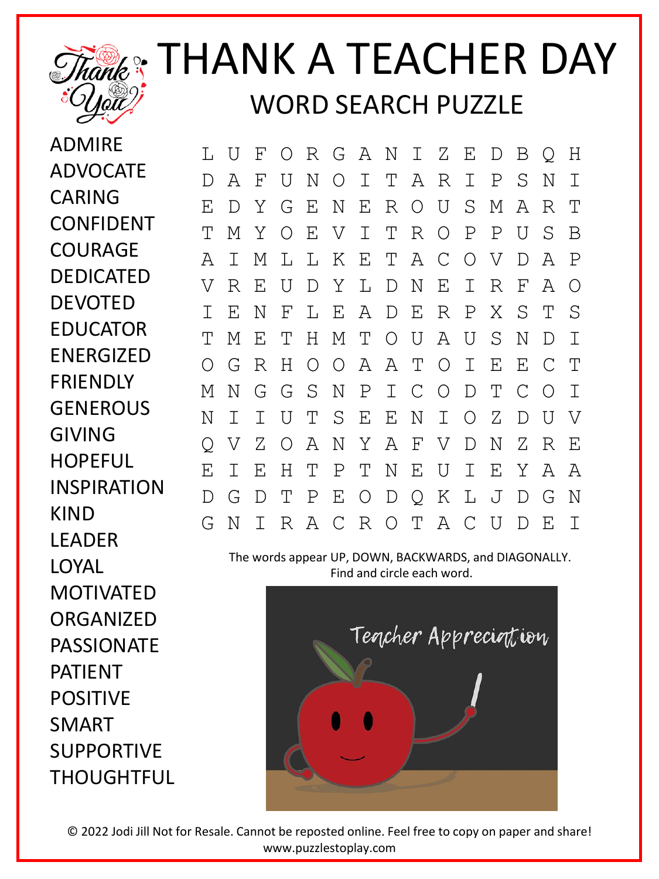# THANK A TEACHER DAY

## WORD SEARCH PUZZLE

ADMIRE
ADVOCATE
CARING
CONFIDENT
COURAGE
DEDICATED
DEVOTED
EDUCATOR
ENERGIZED
FRIENDLY
GENEROUS
GIVING
HOPEFUL
INSPIRATION
KIND
LEADER
LOYAL
MOTIVATED
ORGANIZED
PASSIONATE
PATIENT
POSITIVE
SMART
SUPPORTIVE
THOUGHTFUL

```
L U F O R G A N I Z E D B Q H
D A F U N O I T A R I P S N I
E D Y G E N E R O U S M A R T
T M Y O E V I T R O P P U S B
A I M L L K E T A C O V D A P
V R E U D Y L D N E I R F A O
I E N F L E A D E R P X S T S
T M E T H M T O U A U S N D I
O G R H O O A A T O I E E C T
M N G G S N P I C O D T C O I
N I I U T S E E N I O Z D U V
Q V Z O A N Y A F V D N Z R E
E I E H T P T N E U I E Y A A
D G D T P E O D Q K L J D G N
G N I R A C R O T A C U D E I
```

The words appear UP, DOWN, BACKWARDS, and DIAGONALLY.
Find and circle each word.

© 2022 Jodi Jill Not for Resale. Cannot be reposted online. Feel free to copy on paper and share!
www.puzzlestoplay.com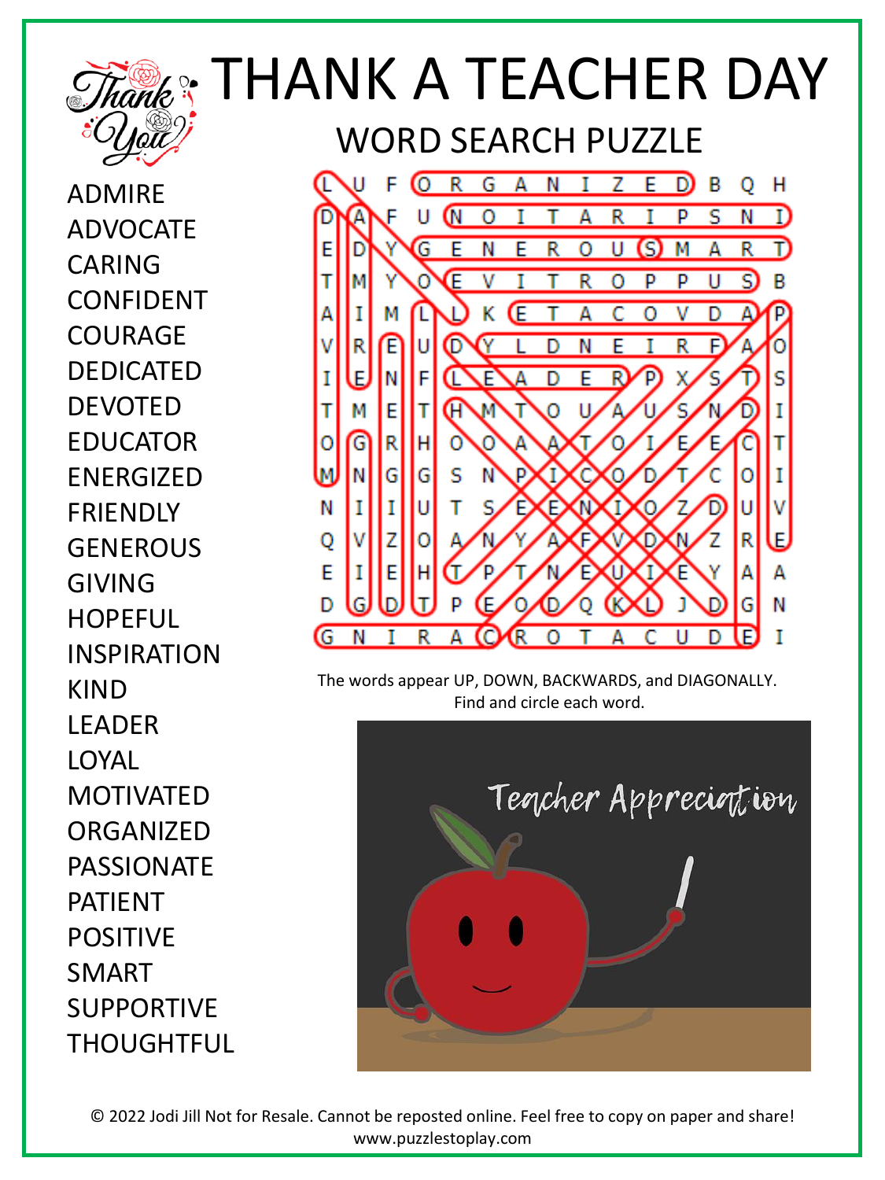# THANK A TEACHER DAY

## WORD SEARCH PUZZLE

ADMIRE
ADVOCATE
CARING
CONFIDENT
COURAGE
DEDICATED
DEVOTED
EDUCATOR
ENERGIZED
FRIENDLY
GENEROUS
GIVING
HOPEFUL
INSPIRATION
KIND
LEADER
LOYAL
MOTIVATED
ORGANIZED
PASSIONATE
PATIENT
POSITIVE
SMART
SUPPORTIVE
THOUGHTFUL

| | | | | | | | | | | | | | |
|---|---|---|---|---|---|---|---|---|---|---|---|---|---|
| L | U | F | O | R | G | A | N | I | Z | E | D | B | Q | H |
| D | A | F | U | N | O | I | T | A | R | I | P | S | N | I |
| E | D | Y | G | E | N | E | R | O | U | S | M | A | R | T |
| T | M | Y | O | E | V | I | T | R | O | P | P | U | S | B |
| A | I | M | L | L | K | E | T | A | C | O | V | D | A | P |
| V | R | E | U | D | Y | L | D | N | E | I | R | F | A | O |
| I | E | N | F | L | E | A | D | E | R | P | X | S | T | S |
| T | M | E | T | H | M | T | O | U | A | U | S | N | D | I |
| O | G | R | H | O | O | A | A | T | O | I | E | E | C | T |
| M | N | G | G | S | N | P | I | C | O | D | T | C | O | I |
| N | I | I | U | T | S | E | E | N | I | O | Z | D | U | V |
| Q | V | Z | O | A | N | Y | A | F | V | D | N | Z | R | E |
| E | I | E | H | T | P | T | N | E | U | I | E | Y | A | A |
| D | G | D | T | P | E | O | D | Q | K | L | J | D | G | N |
| G | N | I | R | A | C | R | O | T | A | C | U | D | E | I |

The words appear UP, DOWN, BACKWARDS, and DIAGONALLY.
Find and circle each word.

© 2022 Jodi Jill Not for Resale. Cannot be reposted online. Feel free to copy on paper and share!
www.puzzlestoplay.com